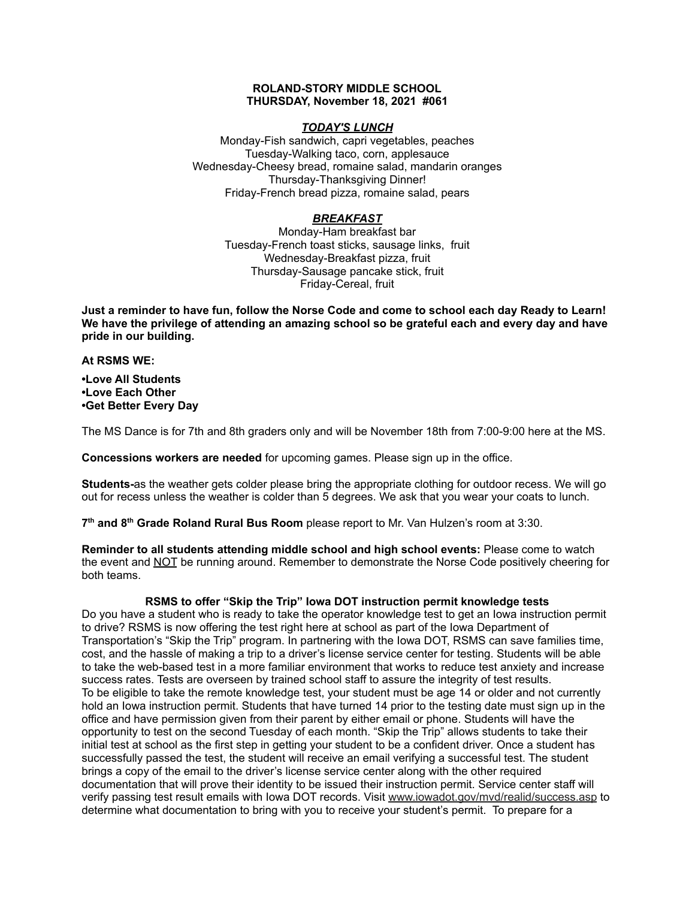# ROLAND-STORY MIDDLE SCHOOL
## THURSDAY, November 18, 2021 #061

### ***TODAY'S LUNCH***

Monday-Fish sandwich, capri vegetables, peaches
Tuesday-Walking taco, corn, applesauce
Wednesday-Cheesy bread, romaine salad, mandarin oranges
Thursday-Thanksgiving Dinner!
Friday-French bread pizza, romaine salad, pears

### ***BREAKFAST***

Monday-Ham breakfast bar
Tuesday-French toast sticks, sausage links, fruit
Wednesday-Breakfast pizza, fruit
Thursday-Sausage pancake stick, fruit
Friday-Cereal, fruit

**Just a reminder to have fun, follow the Norse Code and come to school each day Ready to Learn! We have the privilege of attending an amazing school so be grateful each and every day and have pride in our building.**

**At RSMS WE:**

**•Love All Students**
**•Love Each Other**
**•Get Better Every Day**

The MS Dance is for 7th and 8th graders only and will be November 18th from 7:00-9:00 here at the MS.

**Concessions workers are needed** for upcoming games. Please sign up in the office.

**Students-**as the weather gets colder please bring the appropriate clothing for outdoor recess. We will go out for recess unless the weather is colder than 5 degrees. We ask that you wear your coats to lunch.

**7th and 8th Grade Roland Rural Bus Room** please report to Mr. Van Hulzen's room at 3:30.

**Reminder to all students attending middle school and high school events:** Please come to watch the event and NOT be running around. Remember to demonstrate the Norse Code positively cheering for both teams.

**RSMS to offer "Skip the Trip" Iowa DOT instruction permit knowledge tests**

Do you have a student who is ready to take the operator knowledge test to get an Iowa instruction permit to drive? RSMS is now offering the test right here at school as part of the Iowa Department of Transportation's "Skip the Trip" program. In partnering with the Iowa DOT, RSMS can save families time, cost, and the hassle of making a trip to a driver's license service center for testing. Students will be able to take the web-based test in a more familiar environment that works to reduce test anxiety and increase success rates. Tests are overseen by trained school staff to assure the integrity of test results.
To be eligible to take the remote knowledge test, your student must be age 14 or older and not currently hold an Iowa instruction permit. Students that have turned 14 prior to the testing date must sign up in the office and have permission given from their parent by either email or phone. Students will have the opportunity to test on the second Tuesday of each month. "Skip the Trip" allows students to take their initial test at school as the first step in getting your student to be a confident driver. Once a student has successfully passed the test, the student will receive an email verifying a successful test. The student brings a copy of the email to the driver's license service center along with the other required documentation that will prove their identity to be issued their instruction permit. Service center staff will verify passing test result emails with Iowa DOT records. Visit www.iowadot.gov/mvd/realid/success.asp to determine what documentation to bring with you to receive your student's permit. To prepare for a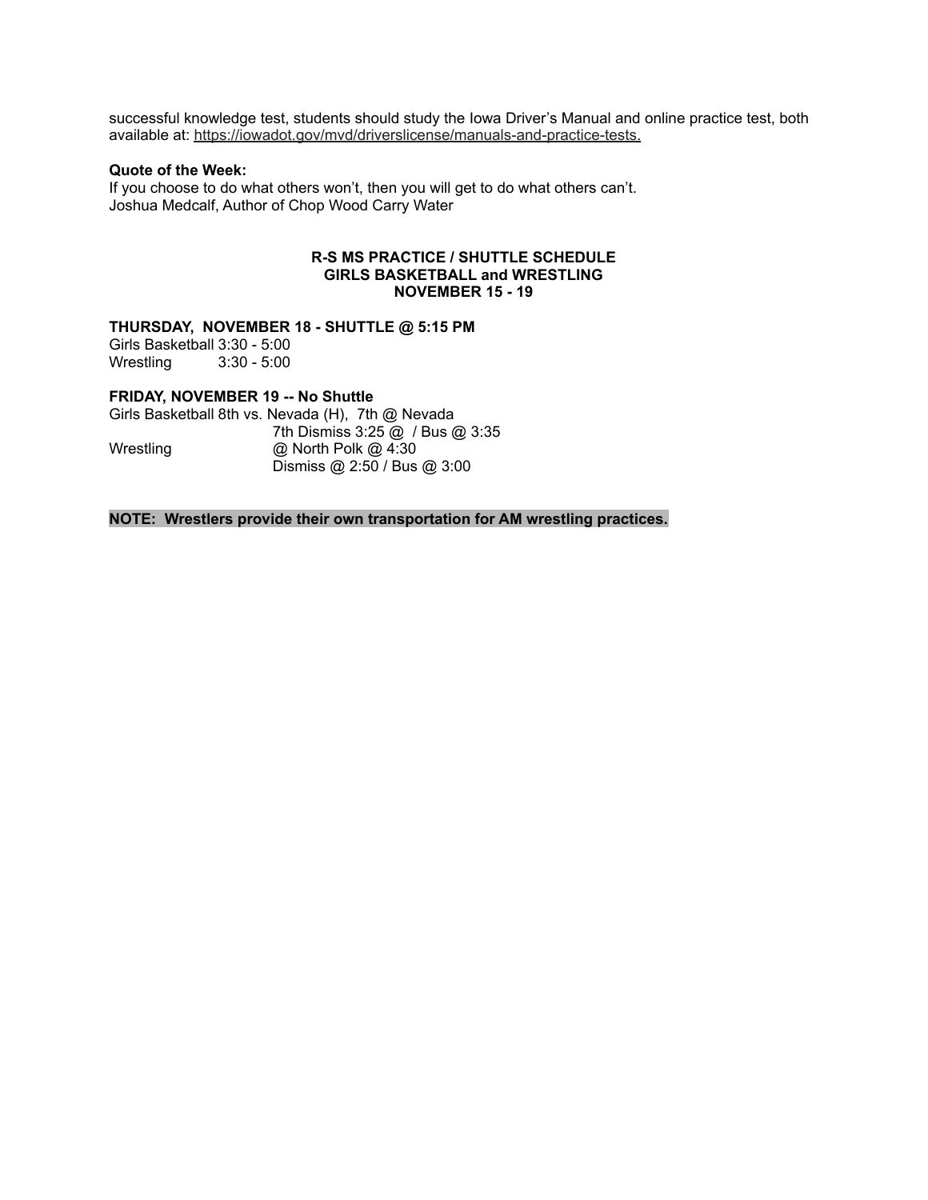successful knowledge test, students should study the Iowa Driver's Manual and online practice test, both available at: https://iowadot.gov/mvd/driverslicense/manuals-and-practice-tests.

**Quote of the Week:**
If you choose to do what others won't, then you will get to do what others can't.
Joshua Medcalf, Author of Chop Wood Carry Water

**R-S MS PRACTICE / SHUTTLE SCHEDULE**
**GIRLS BASKETBALL and WRESTLING**
**NOVEMBER 15 - 19**

**THURSDAY, NOVEMBER 18 - SHUTTLE @ 5:15 PM**
Girls Basketball 3:30 - 5:00
Wrestling 3:30 - 5:00

**FRIDAY, NOVEMBER 19 -- No Shuttle**
Girls Basketball 8th vs. Nevada (H), 7th @ Nevada
7th Dismiss 3:25 @ / Bus @ 3:35
Wrestling @ North Polk @ 4:30
Dismiss @ 2:50 / Bus @ 3:00

**NOTE: Wrestlers provide their own transportation for AM wrestling practices.**